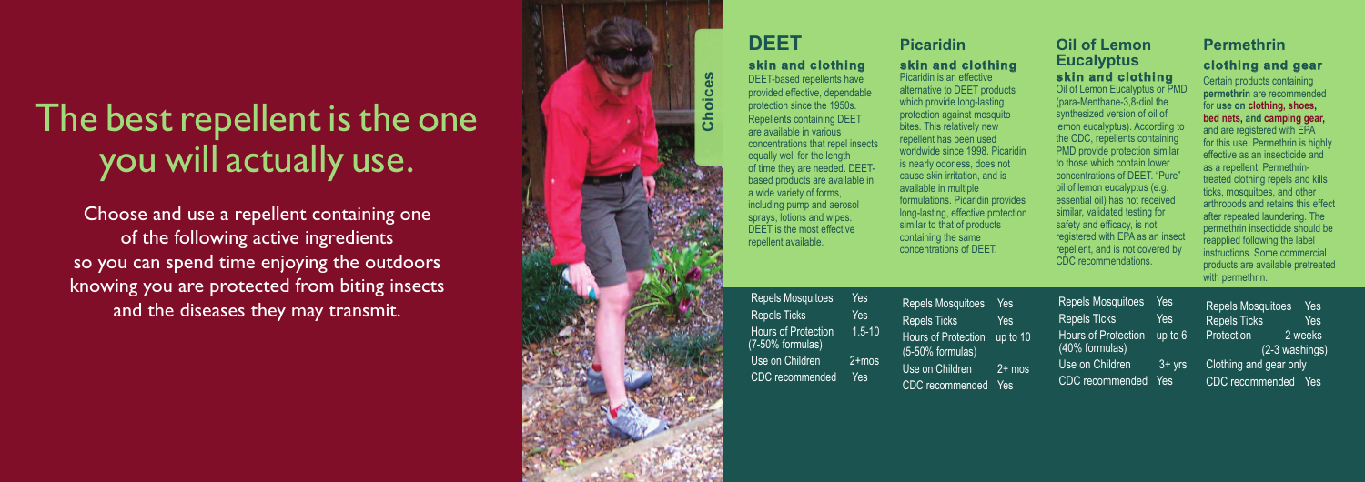# The best repellent is the one you will actually use.

Choose and use a repellent containing one of the following active ingredients so you can spend time enjoying the outdoors knowing you are protected from biting insects and the diseases they may transmit.

**Choices**

## DEET

### skin and clothing

DEET-based repellents have provided effective, dependable protection since the 1950s. Repellents containing DEET are available in various concentrations that repel insects equally well for the length of time they are needed. DEET-based products are available in a wide variety of forms, including pump and aerosol sprays, lotions and wipes. DEET is the most effective repellent available.

| | |
|---|---|
| Repels Mosquitoes | Yes |
| Repels Ticks | Yes |
| Hours of Protection (7-50% formulas) | 1.5-10 |
| Use on Children | 2+mos |
| CDC recommended | Yes |

## Picaridin

### skin and clothing

Picaridin is an effective alternative to DEET products which provide long-lasting protection against mosquito bites. This relatively new repellent has been used worldwide since 1998. Picaridin is nearly odorless, does not cause skin irritation, and is available in multiple formulations. Picaridin provides long-lasting, effective protection similar to that of products containing the same concentrations of DEET.

| | |
|---|---|
| Repels Mosquitoes | Yes |
| Repels Ticks | Yes |
| Hours of Protection (5-50% formulas) | up to 10 |
| Use on Children | 2+ mos |
| CDC recommended | Yes |

## Oil of Lemon Eucalyptus

### skin and clothing

Oil of Lemon Eucalyptus or PMD (para-Menthane-3,8-diol the synthesized version of oil of lemon eucalyptus). According to the CDC, repellents containing PMD provide protection similar to those which contain lower concentrations of DEET. "Pure" oil of lemon eucalyptus (e.g. essential oil) has not received similar, validated testing for safety and efficacy, is not registered with EPA as an insect repellent, and is not covered by CDC recommendations.

| | |
|---|---|
| Repels Mosquitoes | Yes |
| Repels Ticks | Yes |
| Hours of Protection (40% formulas) | up to 6 |
| Use on Children | 3+ yrs |
| CDC recommended | Yes |

## Permethrin

### clothing and gear

Certain products containing **permethrin** are recommended for **use on clothing, shoes, bed nets, and camping gear,** and are registered with EPA for this use. Permethrin is highly effective as an insecticide and as a repellent. Permethrin-treated clothing repels and kills ticks, mosquitoes, and other arthropods and retains this effect after repeated laundering. The permethrin insecticide should be reapplied following the label instructions. Some commercial products are available pretreated with permethrin.

| | |
|---|---|
| Repels Mosquitoes | Yes |
| Repels Ticks | Yes |
| Protection | 2 weeks (2-3 washings) |
| Clothing and gear only | |
| CDC recommended | Yes |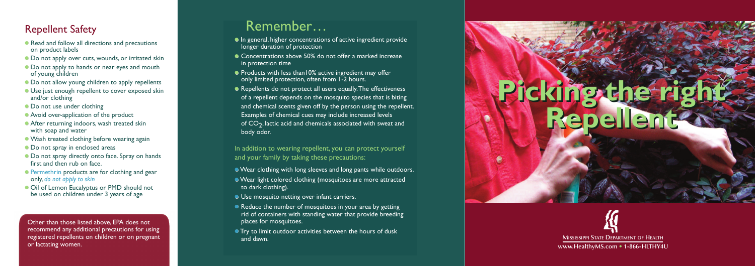## Repellent Safety

- Read and follow all directions and precautions on product labels
- Do not apply over cuts, wounds, or irritated skin
- Do not apply to hands or near eyes and mouth of young children
- Do not allow young children to apply repellents
- Use just enough repellent to cover exposed skin and/or clothing
- Do not use under clothing
- Avoid over-application of the product
- After returning indoors, wash treated skin with soap and water
- Wash treated clothing before wearing again
- Do not spray in enclosed areas
- Do not spray directly onto face. Spray on hands first and then rub on face.
- Permethrin products are for clothing and gear only, *do not apply to skin*
- Oil of Lemon Eucalyptus or PMD should not be used on children under 3 years of age

Other than those listed above, EPA does not recommend any additional precautions for using registered repellents on children or on pregnant or lactating women.

## Remember…

- In general, higher concentrations of active ingredient provide longer duration of protection
- Concentrations above 50% do not offer a marked increase in protection time
- Products with less than10% active ingredient may offer only limited protection, often from 1-2 hours.
- Repellents do not protect all users equally. The effectiveness of a repellent depends on the mosquito species that is biting and chemical scents given off by the person using the repellent. Examples of chemical cues may include increased levels of $CO_2$, lactic acid and chemicals associated with sweat and body odor.

In addition to wearing repellent, you can protect yourself and your family by taking these precautions:

- Wear clothing with long sleeves and long pants while outdoors.
- Wear light colored clothing (mosquitoes are more attracted to dark clothing).
- Use mosquito netting over infant carriers.
- Reduce the number of mosquitoes in your area by getting rid of containers with standing water that provide breeding places for mosquitoes.
- Try to limit outdoor activities between the hours of dusk and dawn.

# Picking the right Repellent

**Mississippi State Department of Health**

**www.HealthyMS.com • 1-866-HLTHY4U**